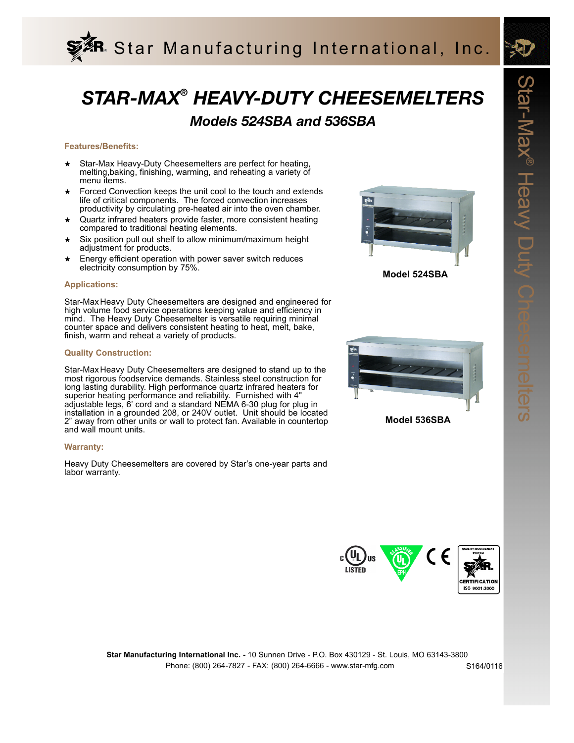Star Manufacturing International, Inc.

# STAR-MAX® HEAVY-DUTY CHEESEMELTERS

## Models 524SBA and 536SBA

### Features/Benefits:

- Star-Max Heavy-Duty Cheesemelters are perfect for heating, melting,baking, finishing, warming, and reheating a variety of menu items.
- Forced Convection keeps the unit cool to the touch and extends life of critical components. The forced convection increases productivity by circulating pre-heated air into the oven chamber.
- Quartz infrared heaters provide faster, more consistent heating compared to traditional heating elements.
- Six position pull out shelf to allow minimum/maximum height adjustment for products.
- Energy efficient operation with power saver switch reduces electricity consumption by 75%.

Model 524SBA

### Applications:

Star-Max Heavy Duty Cheesemelters are designed and engineered for high volume food service operations keeping value and efficiency in mind. The Heavy Duty Cheesemelter is versatile requiring minimal counter space and delivers consistent heating to heat, melt, bake, finish, warm and reheat a variety of products.

### Quality Construction:

Star-Max Heavy Duty Cheesemelters are designed to stand up to the most rigorous foodservice demands. Stainless steel construction for long lasting durability. High performance quartz infrared heaters for superior heating performance and reliability. Furnished with 4" adjustable legs, 6' cord and a standard NEMA 6-30 plug for plug in installation in a grounded 208, or 240V outlet. Unit should be located 2" away from other units or wall to protect fan. Available in countertop and wall mount units.

Model 536SBA

### Warranty:

Heavy Duty Cheesemelters are covered by Star's one-year parts and labor warranty.

Star-Max® Heavy Duty Cheesemelters

**Star Manufacturing International Inc. -** 10 Sunnen Drive - P.O. Box 430129 - St. Louis, MO 63143-3800
Phone: (800) 264-7827 - FAX: (800) 264-6666 - www.star-mfg.com

S164/0116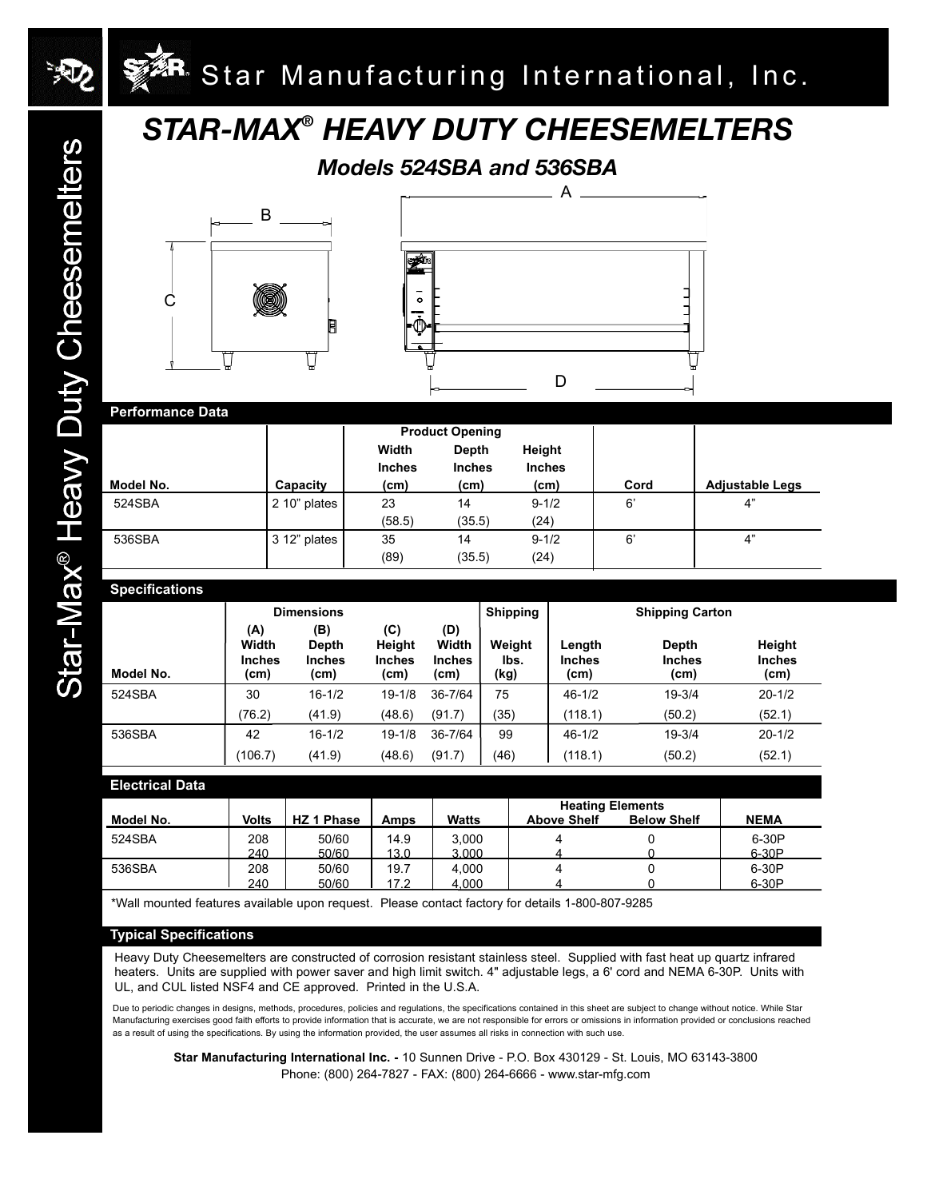# Star Manufacturing International, Inc.

Star-Max® Heavy Duty Cheesemelters

# STAR-MAX® HEAVY DUTY CHEESEMELTERS

## Models 524SBA and 536SBA

B

C

A

D

### Performance Data

| | | Product Opening | | | | |
|---|---|---|---|---|---|---|
| Model No. | Capacity | Width Inches (cm) | Depth Inches (cm) | Height Inches (cm) | Cord | Adjustable Legs |
| 524SBA | 2 10" plates | 23 (58.5) | 14 (35.5) | 9-1/2 (24) | 6' | 4" |
| 536SBA | 3 12" plates | 35 (89) | 14 (35.5) | 9-1/2 (24) | 6' | 4" |

### Specifications

| | Dimensions | | | | Shipping | Shipping Carton | | |
|---|---|---|---|---|---|---|---|---|
| Model No. | (A) Width Inches (cm) | (B) Depth Inches (cm) | (C) Height Inches (cm) | (D) Width Inches (cm) | Weight lbs. (kg) | Length Inches (cm) | Depth Inches (cm) | Height Inches (cm) |
| 524SBA | 30 (76.2) | 16-1/2 (41.9) | 19-1/8 (48.6) | 36-7/64 (91.7) | 75 (35) | 46-1/2 (118.1) | 19-3/4 (50.2) | 20-1/2 (52.1) |
| 536SBA | 42 (106.7) | 16-1/2 (41.9) | 19-1/8 (48.6) | 36-7/64 (91.7) | 99 (46) | 46-1/2 (118.1) | 19-3/4 (50.2) | 20-1/2 (52.1) |

### Electrical Data

| | | | | | Heating Elements | | |
|---|---|---|---|---|---|---|---|
| Model No. | Volts | HZ 1 Phase | Amps | Watts | Above Shelf | Below Shelf | NEMA |
| 524SBA | 208 | 50/60 | 14.9 | 3,000 | 4 | 0 | 6-30P |
| | 240 | 50/60 | 13.0 | 3,000 | 4 | 0 | 6-30P |
| 536SBA | 208 | 50/60 | 19.7 | 4,000 | 4 | 0 | 6-30P |
| | 240 | 50/60 | 17.2 | 4,000 | 4 | 0 | 6-30P |

*Wall mounted features available upon request. Please contact factory for details 1-800-807-9285

### Typical Specifications

Heavy Duty Cheesemelters are constructed of corrosion resistant stainless steel. Supplied with fast heat up quartz infrared heaters. Units are supplied with power saver and high limit switch. 4" adjustable legs, a 6' cord and NEMA 6-30P. Units with UL, and CUL listed NSF4 and CE approved. Printed in the U.S.A.

Due to periodic changes in designs, methods, procedures, policies and regulations, the specifications contained in this sheet are subject to change without notice. While Star Manufacturing exercises good faith efforts to provide information that is accurate, we are not responsible for errors or omissions in information provided or conclusions reached as a result of using the specifications. By using the information provided, the user assumes all risks in connection with such use.

**Star Manufacturing International Inc. -** 10 Sunnen Drive - P.O. Box 430129 - St. Louis, MO 63143-3800
Phone: (800) 264-7827 - FAX: (800) 264-6666 - www.star-mfg.com